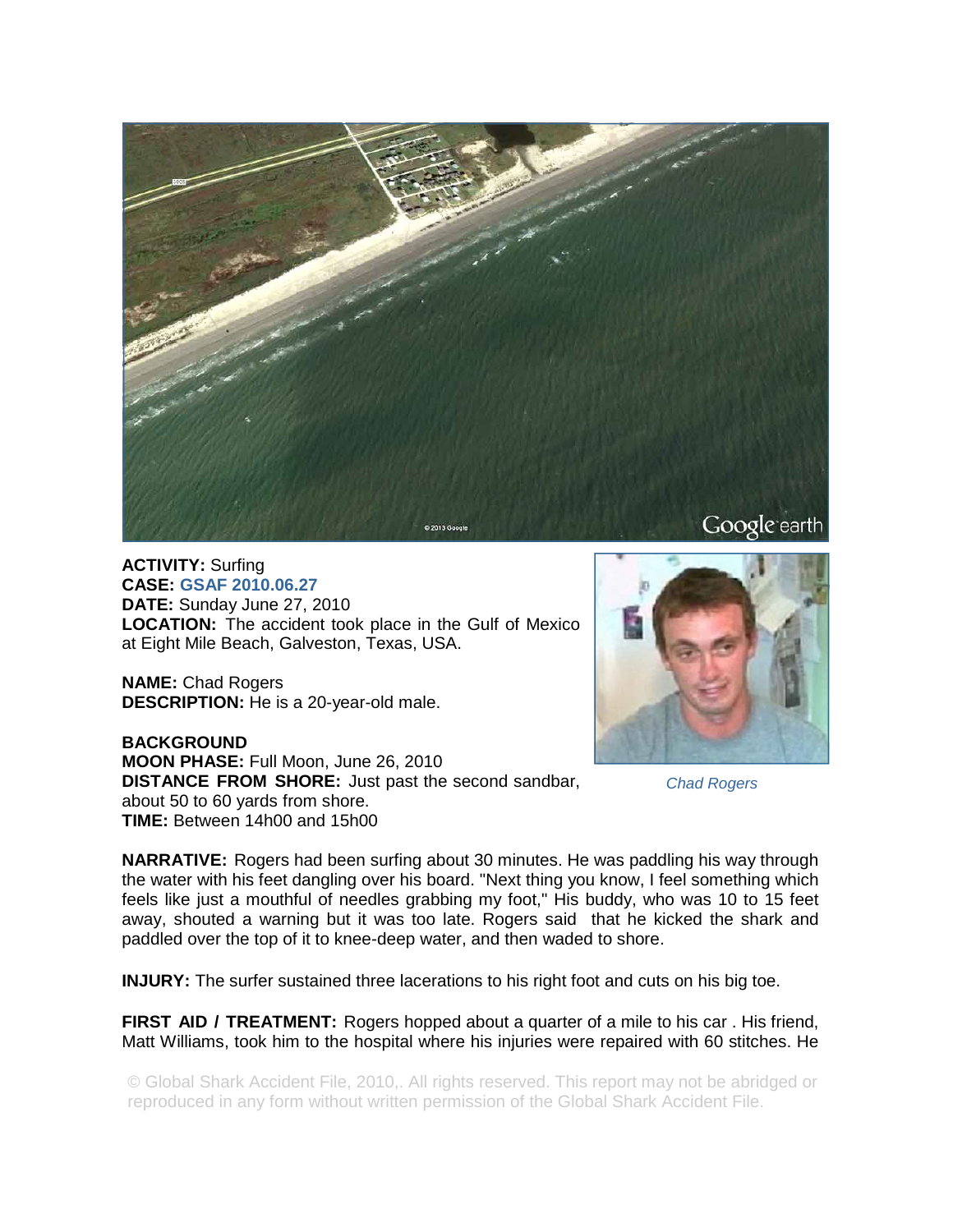**ACTIVITY:** Surfing
**CASE:** GSAF 2010.06.27
**DATE:** Sunday June 27, 2010
**LOCATION:** The accident took place in the Gulf of Mexico at Eight Mile Beach, Galveston, Texas, USA.

**NAME:** Chad Rogers
**DESCRIPTION:** He is a 20-year-old male.

*Chad Rogers*

**BACKGROUND**
**MOON PHASE:** Full Moon, June 26, 2010
**DISTANCE FROM SHORE:** Just past the second sandbar, about 50 to 60 yards from shore.
**TIME:** Between 14h00 and 15h00

**NARRATIVE:** Rogers had been surfing about 30 minutes. He was paddling his way through the water with his feet dangling over his board. "Next thing you know, I feel something which feels like just a mouthful of needles grabbing my foot," His buddy, who was 10 to 15 feet away, shouted a warning but it was too late. Rogers said that he kicked the shark and paddled over the top of it to knee-deep water, and then waded to shore.

**INJURY:** The surfer sustained three lacerations to his right foot and cuts on his big toe.

**FIRST AID / TREATMENT:** Rogers hopped about a quarter of a mile to his car . His friend, Matt Williams, took him to the hospital where his injuries were repaired with 60 stitches. He

© Global Shark Accident File, 2010,. All rights reserved. This report may not be abridged or reproduced in any form without written permission of the Global Shark Accident File.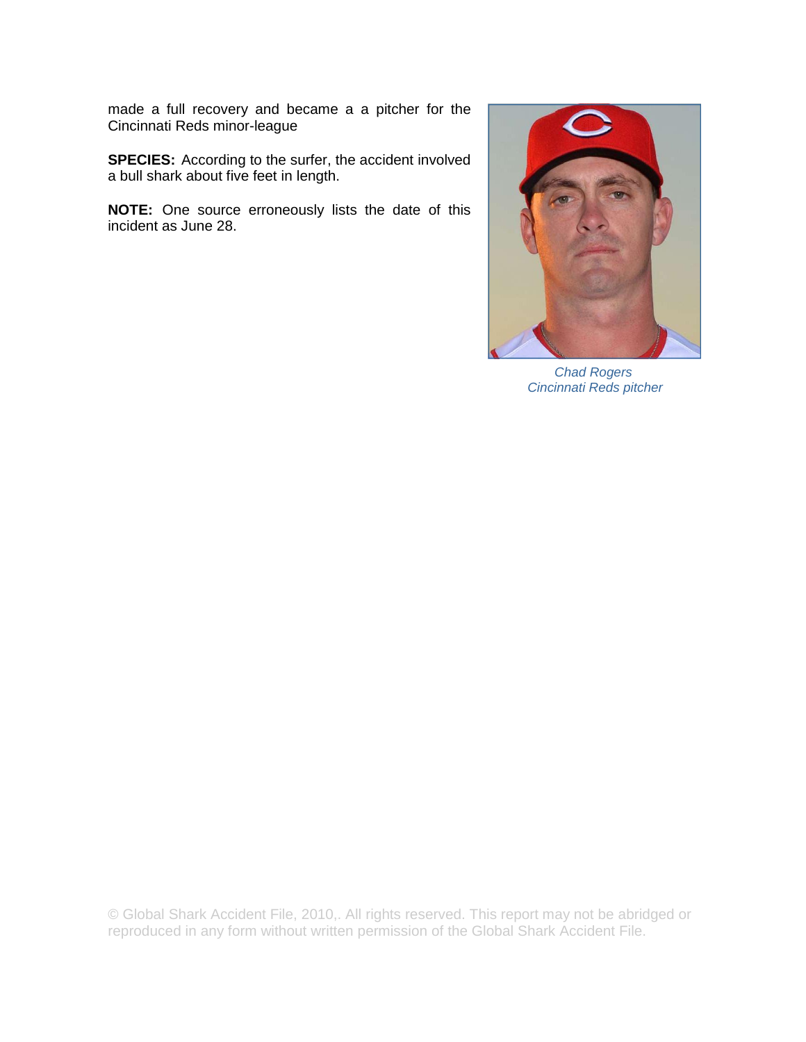made a full recovery and became a a pitcher for the Cincinnati Reds minor-league

**SPECIES:** According to the surfer, the accident involved a bull shark about five feet in length.

**NOTE:** One source erroneously lists the date of this incident as June 28.

*Chad Rogers*
*Cincinnati Reds pitcher*

© Global Shark Accident File, 2010,. All rights reserved. This report may not be abridged or reproduced in any form without written permission of the Global Shark Accident File.